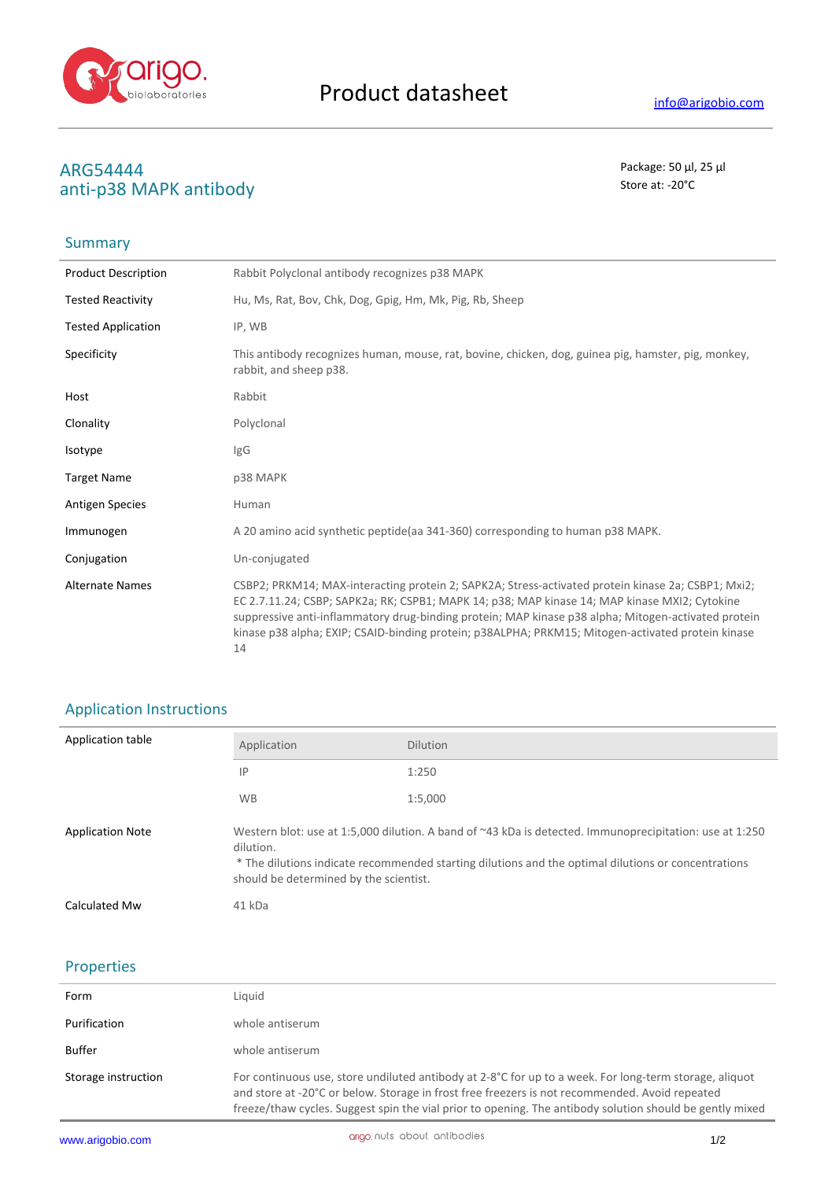# Product datasheet

info@arigobio.com

## ARG54444
## anti-p38 MAPK antibody

Package: 50 μl, 25 μl
Store at: -20°C

### Summary

| | |
|---|---|
| Product Description | Rabbit Polyclonal antibody recognizes p38 MAPK |
| Tested Reactivity | Hu, Ms, Rat, Bov, Chk, Dog, Gpig, Hm, Mk, Pig, Rb, Sheep |
| Tested Application | IP, WB |
| Specificity | This antibody recognizes human, mouse, rat, bovine, chicken, dog, guinea pig, hamster, pig, monkey, rabbit, and sheep p38. |
| Host | Rabbit |
| Clonality | Polyclonal |
| Isotype | IgG |
| Target Name | p38 MAPK |
| Antigen Species | Human |
| Immunogen | A 20 amino acid synthetic peptide(aa 341-360) corresponding to human p38 MAPK. |
| Conjugation | Un-conjugated |
| Alternate Names | CSBP2; PRKM14; MAX-interacting protein 2; SAPK2A; Stress-activated protein kinase 2a; CSBP1; Mxi2; EC 2.7.11.24; CSBP; SAPK2a; RK; CSPB1; MAPK 14; p38; MAP kinase 14; MAP kinase MXI2; Cytokine suppressive anti-inflammatory drug-binding protein; MAP kinase p38 alpha; Mitogen-activated protein kinase p38 alpha; EXIP; CSAID-binding protein; p38ALPHA; PRKM15; Mitogen-activated protein kinase 14 |

### Application Instructions

Application table

| Application | Dilution |
|---|---|
| IP | 1:250 |
| WB | 1:5,000 |

| | |
|---|---|
| Application Note | Western blot: use at 1:5,000 dilution. A band of ~43 kDa is detected. Immunoprecipitation: use at 1:250 dilution.<br>* The dilutions indicate recommended starting dilutions and the optimal dilutions or concentrations should be determined by the scientist. |
| Calculated Mw | 41 kDa |

### Properties

| | |
|---|---|
| Form | Liquid |
| Purification | whole antiserum |
| Buffer | whole antiserum |
| Storage instruction | For continuous use, store undiluted antibody at 2-8°C for up to a week. For long-term storage, aliquot and store at -20°C or below. Storage in frost free freezers is not recommended. Avoid repeated freeze/thaw cycles. Suggest spin the vial prior to opening. The antibody solution should be gently mixed |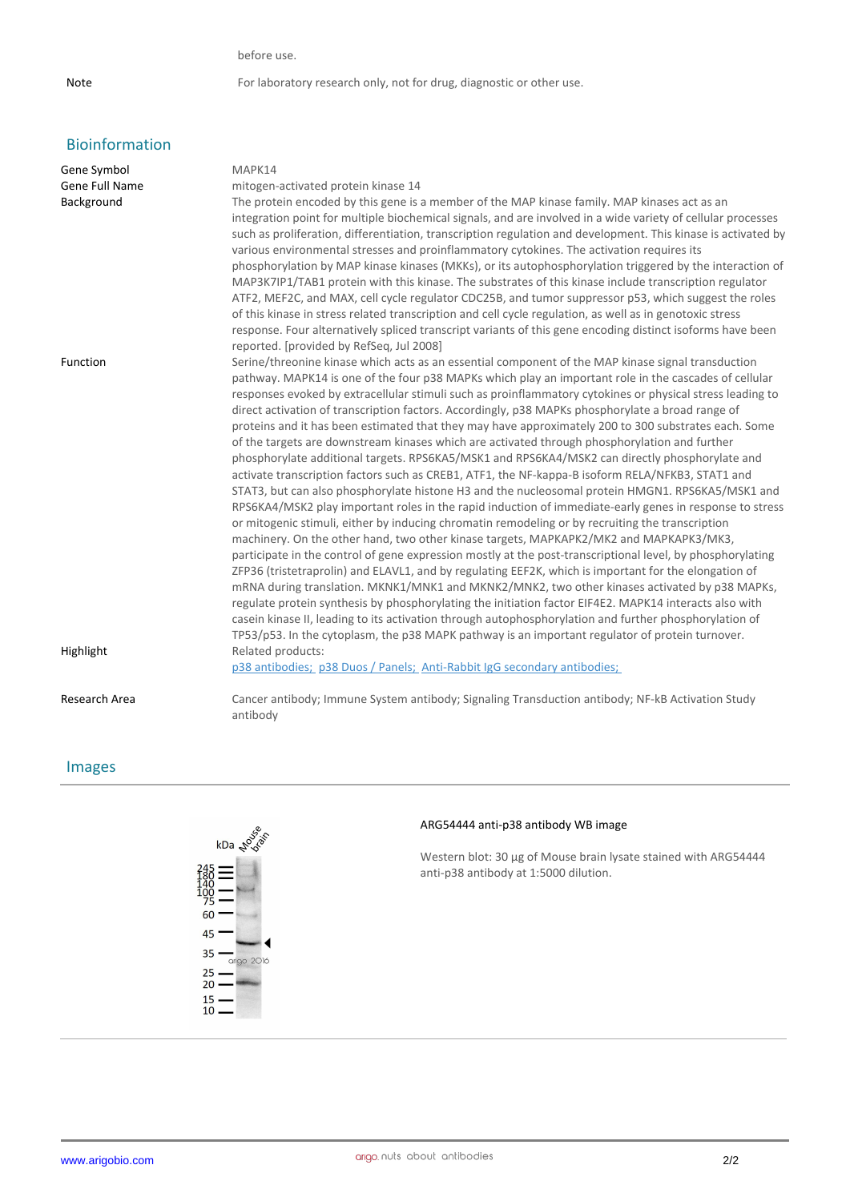before use.

| | |
|---|---|
| Note | For laboratory research only, not for drug, diagnostic or other use. |

## Bioinformation

| | |
|---|---|
| Gene Symbol | MAPK14 |
| Gene Full Name | mitogen-activated protein kinase 14 |
| Background | The protein encoded by this gene is a member of the MAP kinase family. MAP kinases act as an integration point for multiple biochemical signals, and are involved in a wide variety of cellular processes such as proliferation, differentiation, transcription regulation and development. This kinase is activated by various environmental stresses and proinflammatory cytokines. The activation requires its phosphorylation by MAP kinase kinases (MKKs), or its autophosphorylation triggered by the interaction of MAP3K7IP1/TAB1 protein with this kinase. The substrates of this kinase include transcription regulator ATF2, MEF2C, and MAX, cell cycle regulator CDC25B, and tumor suppressor p53, which suggest the roles of this kinase in stress related transcription and cell cycle regulation, as well as in genotoxic stress response. Four alternatively spliced transcript variants of this gene encoding distinct isoforms have been reported. [provided by RefSeq, Jul 2008] |
| Function | Serine/threonine kinase which acts as an essential component of the MAP kinase signal transduction pathway. MAPK14 is one of the four p38 MAPKs which play an important role in the cascades of cellular responses evoked by extracellular stimuli such as proinflammatory cytokines or physical stress leading to direct activation of transcription factors. Accordingly, p38 MAPKs phosphorylate a broad range of proteins and it has been estimated that they may have approximately 200 to 300 substrates each. Some of the targets are downstream kinases which are activated through phosphorylation and further phosphorylate additional targets. RPS6KA5/MSK1 and RPS6KA4/MSK2 can directly phosphorylate and activate transcription factors such as CREB1, ATF1, the NF-kappa-B isoform RELA/NFKB3, STAT1 and STAT3, but can also phosphorylate histone H3 and the nucleosomal protein HMGN1. RPS6KA5/MSK1 and RPS6KA4/MSK2 play important roles in the rapid induction of immediate-early genes in response to stress or mitogenic stimuli, either by inducing chromatin remodeling or by recruiting the transcription machinery. On the other hand, two other kinase targets, MAPKAPK2/MK2 and MAPKAPK3/MK3, participate in the control of gene expression mostly at the post-transcriptional level, by phosphorylating ZFP36 (tristetraprolin) and ELAVL1, and by regulating EEF2K, which is important for the elongation of mRNA during translation. MKNK1/MNK1 and MKNK2/MNK2, two other kinases activated by p38 MAPKs, regulate protein synthesis by phosphorylating the initiation factor EIF4E2. MAPK14 interacts also with casein kinase II, leading to its activation through autophosphorylation and further phosphorylation of TP53/p53. In the cytoplasm, the p38 MAPK pathway is an important regulator of protein turnover. |
| Highlight | Related products: p38 antibodies; p38 Duos / Panels; Anti-Rabbit IgG secondary antibodies; |
| Research Area | Cancer antibody; Immune System antibody; Signaling Transduction antibody; NF-kB Activation Study antibody |

## Images

kDa
Mouse brain
245
180
140
100
75
60
45
35
25
20
15
10
arigo 2016

**ARG54444 anti-p38 antibody WB image**

Western blot: 30 µg of Mouse brain lysate stained with ARG54444 anti-p38 antibody at 1:5000 dilution.